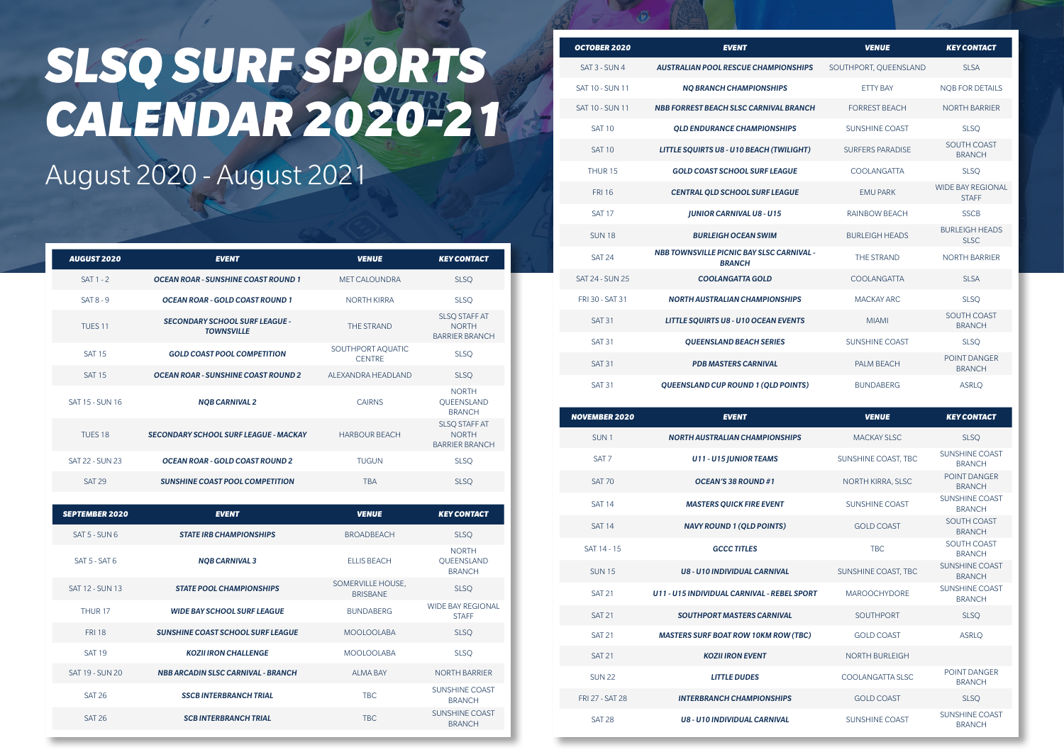# SLSQ SURF SPORTS CALENDAR 2020-21

## August 2020 - August 2021

| AUGUST 2020 | EVENT | VENUE | KEY CONTACT |
|---|---|---|---|
| SAT 1 - 2 | OCEAN ROAR - SUNSHINE COAST ROUND 1 | MET CALOUNDRA | SLSQ |
| SAT 8 - 9 | OCEAN ROAR - GOLD COAST ROUND 1 | NORTH KIRRA | SLSQ |
| TUES 11 | SECONDARY SCHOOL SURF LEAGUE - TOWNSVILLE | THE STRAND | SLSQ STAFF AT NORTH BARRIER BRANCH |
| SAT 15 | GOLD COAST POOL COMPETITION | SOUTHPORT AQUATIC CENTRE | SLSQ |
| SAT 15 | OCEAN ROAR - SUNSHINE COAST ROUND 2 | ALEXANDRA HEADLAND | SLSQ |
| SAT 15 - SUN 16 | NQB CARNIVAL 2 | CAIRNS | NORTH QUEENSLAND BRANCH |
| TUES 18 | SECONDARY SCHOOL SURF LEAGUE - MACKAY | HARBOUR BEACH | SLSQ STAFF AT NORTH BARRIER BRANCH |
| SAT 22 - SUN 23 | OCEAN ROAR - GOLD COAST ROUND 2 | TUGUN | SLSQ |
| SAT 29 | SUNSHINE COAST POOL COMPETITION | TBA | SLSQ |

| SEPTEMBER 2020 | EVENT | VENUE | KEY CONTACT |
|---|---|---|---|
| SAT 5 - SUN 6 | STATE IRB CHAMPIONSHIPS | BROADBEACH | SLSQ |
| SAT 5 - SAT 6 | NQB CARNIVAL 3 | ELLIS BEACH | NORTH QUEENSLAND BRANCH |
| SAT 12 - SUN 13 | STATE POOL CHAMPIONSHIPS | SOMERVILLE HOUSE, BRISBANE | SLSQ |
| THUR 17 | WIDE BAY SCHOOL SURF LEAGUE | BUNDABERG | WIDE BAY REGIONAL STAFF |
| FRI 18 | SUNSHINE COAST SCHOOL SURF LEAGUE | MOOLOOLABA | SLSQ |
| SAT 19 | KOZII IRON CHALLENGE | MOOLOOLABA | SLSQ |
| SAT 19 - SUN 20 | NBB ARCADIN SLSC CARNIVAL - BRANCH | ALMA BAY | NORTH BARRIER |
| SAT 26 | SSCB INTERBRANCH TRIAL | TBC | SUNSHINE COAST BRANCH |
| SAT 26 | SCB INTERBRANCH TRIAL | TBC | SUNSHINE COAST BRANCH |

| OCTOBER 2020 | EVENT | VENUE | KEY CONTACT |
|---|---|---|---|
| SAT 3 - SUN 4 | AUSTRALIAN POOL RESCUE CHAMPIONSHIPS | SOUTHPORT, QUEENSLAND | SLSA |
| SAT 10 - SUN 11 | NQ BRANCH CHAMPIONSHIPS | ETTY BAY | NQB FOR DETAILS |
| SAT 10 - SUN 11 | NBB FORREST BEACH SLSC CARNIVAL BRANCH | FORREST BEACH | NORTH BARRIER |
| SAT 10 | QLD ENDURANCE CHAMPIONSHIPS | SUNSHINE COAST | SLSQ |
| SAT 10 | LITTLE SQUIRTS U8 - U10 BEACH (TWILIGHT) | SURFERS PARADISE | SOUTH COAST BRANCH |
| THUR 15 | GOLD COAST SCHOOL SURF LEAGUE | COOLANGATTA | SLSQ |
| FRI 16 | CENTRAL QLD SCHOOL SURF LEAGUE | EMU PARK | WIDE BAY REGIONAL STAFF |
| SAT 17 | JUNIOR CARNIVAL U8 - U15 | RAINBOW BEACH | SSCB |
| SUN 18 | BURLEIGH OCEAN SWIM | BURLEIGH HEADS | BURLEIGH HEADS SLSC |
| SAT 24 | NBB TOWNSVILLE PICNIC BAY SLSC CARNIVAL - BRANCH | THE STRAND | NORTH BARRIER |
| SAT 24 - SUN 25 | COOLANGATTA GOLD | COOLANGATTA | SLSA |
| FRI 30 - SAT 31 | NORTH AUSTRALIAN CHAMPIONSHIPS | MACKAY ARC | SLSQ |
| SAT 31 | LITTLE SQUIRTS U8 - U10 OCEAN EVENTS | MIAMI | SOUTH COAST BRANCH |
| SAT 31 | QUEENSLAND BEACH SERIES | SUNSHINE COAST | SLSQ |
| SAT 31 | PDB MASTERS CARNIVAL | PALM BEACH | POINT DANGER BRANCH |
| SAT 31 | QUEENSLAND CUP ROUND 1 (QLD POINTS) | BUNDABERG | ASRLQ |

| NOVEMBER 2020 | EVENT | VENUE | KEY CONTACT |
|---|---|---|---|
| SUN 1 | NORTH AUSTRALIAN CHAMPIONSHIPS | MACKAY SLSC | SLSQ |
| SAT 7 | U11 - U15 JUNIOR TEAMS | SUNSHINE COAST, TBC | SUNSHINE COAST BRANCH |
| SAT 70 | OCEAN'S 38 ROUND #1 | NORTH KIRRA, SLSC | POINT DANGER BRANCH |
| SAT 14 | MASTERS QUICK FIRE EVENT | SUNSHINE COAST | SUNSHINE COAST BRANCH |
| SAT 14 | NAVY ROUND 1 (QLD POINTS) | GOLD COAST | SOUTH COAST BRANCH |
| SAT 14 - 15 | GCCC TITLES | TBC | SOUTH COAST BRANCH |
| SUN 15 | U8 - U10 INDIVIDUAL CARNIVAL | SUNSHINE COAST, TBC | SUNSHINE COAST BRANCH |
| SAT 21 | U11 - U15 INDIVIDUAL CARNIVAL - REBEL SPORT | MAROOCHYDORE | SUNSHINE COAST BRANCH |
| SAT 21 | SOUTHPORT MASTERS CARNIVAL | SOUTHPORT | SLSQ |
| SAT 21 | MASTERS SURF BOAT ROW 10KM ROW (TBC) | GOLD COAST | ASRLQ |
| SAT 21 | KOZII IRON EVENT | NORTH BURLEIGH | |
| SUN 22 | LITTLE DUDES | COOLANGATTA SLSC | POINT DANGER BRANCH |
| FRI 27 - SAT 28 | INTERBRANCH CHAMPIONSHIPS | GOLD COAST | SLSQ |
| SAT 28 | U8 - U10 INDIVIDUAL CARNIVAL | SUNSHINE COAST | SUNSHINE COAST BRANCH |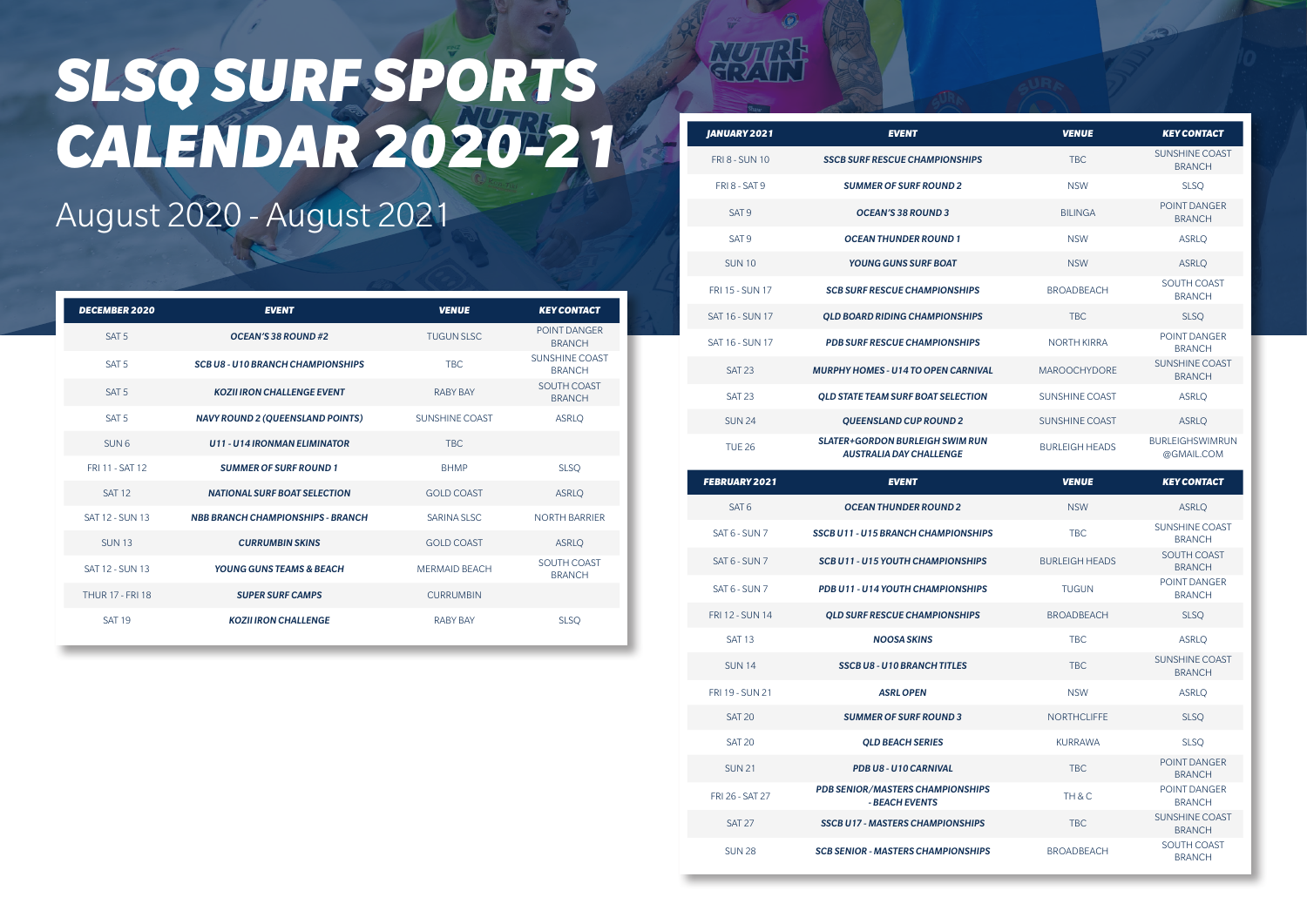# SLSQ SURF SPORTS CALENDAR 2020-21

## August 2020 - August 2021

| DECEMBER 2020 | EVENT | VENUE | KEY CONTACT |
|---|---|---|---|
| SAT 5 | OCEAN'S 38 ROUND #2 | TUGUN SLSC | POINT DANGER BRANCH |
| SAT 5 | SCB U8 - U10 BRANCH CHAMPIONSHIPS | TBC | SUNSHINE COAST BRANCH |
| SAT 5 | KOZII IRON CHALLENGE EVENT | RABY BAY | SOUTH COAST BRANCH |
| SAT 5 | NAVY ROUND 2 (QUEENSLAND POINTS) | SUNSHINE COAST | ASRLQ |
| SUN 6 | U11 - U14 IRONMAN ELIMINATOR | TBC | |
| FRI 11 - SAT 12 | SUMMER OF SURF ROUND 1 | BHMP | SLSQ |
| SAT 12 | NATIONAL SURF BOAT SELECTION | GOLD COAST | ASRLQ |
| SAT 12 - SUN 13 | NBB BRANCH CHAMPIONSHIPS - BRANCH | SARINA SLSC | NORTH BARRIER |
| SUN 13 | CURRUMBIN SKINS | GOLD COAST | ASRLQ |
| SAT 12 - SUN 13 | YOUNG GUNS TEAMS & BEACH | MERMAID BEACH | SOUTH COAST BRANCH |
| THUR 17 - FRI 18 | SUPER SURF CAMPS | CURRUMBIN | |
| SAT 19 | KOZII IRON CHALLENGE | RABY BAY | SLSQ |

| JANUARY 2021 | EVENT | VENUE | KEY CONTACT |
|---|---|---|---|
| FRI 8 - SUN 10 | SSCB SURF RESCUE CHAMPIONSHIPS | TBC | SUNSHINE COAST BRANCH |
| FRI 8 - SAT 9 | SUMMER OF SURF ROUND 2 | NSW | SLSQ |
| SAT 9 | OCEAN'S 38 ROUND 3 | BILINGA | POINT DANGER BRANCH |
| SAT 9 | OCEAN THUNDER ROUND 1 | NSW | ASRLQ |
| SUN 10 | YOUNG GUNS SURF BOAT | NSW | ASRLQ |
| FRI 15 - SUN 17 | SCB SURF RESCUE CHAMPIONSHIPS | BROADBEACH | SOUTH COAST BRANCH |
| SAT 16 - SUN 17 | QLD BOARD RIDING CHAMPIONSHIPS | TBC | SLSQ |
| SAT 16 - SUN 17 | PDB SURF RESCUE CHAMPIONSHIPS | NORTH KIRRA | POINT DANGER BRANCH |
| SAT 23 | MURPHY HOMES - U14 TO OPEN CARNIVAL | MAROOCHYDORE | SUNSHINE COAST BRANCH |
| SAT 23 | QLD STATE TEAM SURF BOAT SELECTION | SUNSHINE COAST | ASRLQ |
| SUN 24 | QUEENSLAND CUP ROUND 2 | SUNSHINE COAST | ASRLQ |
| TUE 26 | SLATER+GORDON BURLEIGH SWIM RUN AUSTRALIA DAY CHALLENGE | BURLEIGH HEADS | BURLEIGHSWIMRUN@GMAIL.COM |

| FEBRUARY 2021 | EVENT | VENUE | KEY CONTACT |
|---|---|---|---|
| SAT 6 | OCEAN THUNDER ROUND 2 | NSW | ASRLQ |
| SAT 6 - SUN 7 | SSCB U11 - U15 BRANCH CHAMPIONSHIPS | TBC | SUNSHINE COAST BRANCH |
| SAT 6 - SUN 7 | SCB U11 - U15 YOUTH CHAMPIONSHIPS | BURLEIGH HEADS | SOUTH COAST BRANCH |
| SAT 6 - SUN 7 | PDB U11 - U14 YOUTH CHAMPIONSHIPS | TUGUN | POINT DANGER BRANCH |
| FRI 12 - SUN 14 | QLD SURF RESCUE CHAMPIONSHIPS | BROADBEACH | SLSQ |
| SAT 13 | NOOSA SKINS | TBC | ASRLQ |
| SUN 14 | SSCB U8 - U10 BRANCH TITLES | TBC | SUNSHINE COAST BRANCH |
| FRI 19 - SUN 21 | ASRL OPEN | NSW | ASRLQ |
| SAT 20 | SUMMER OF SURF ROUND 3 | NORTHCLIFFE | SLSQ |
| SAT 20 | QLD BEACH SERIES | KURRAWA | SLSQ |
| SUN 21 | PDB U8 - U10 CARNIVAL | TBC | POINT DANGER BRANCH |
| FRI 26 - SAT 27 | PDB SENIOR/MASTERS CHAMPIONSHIPS - BEACH EVENTS | TH & C | POINT DANGER BRANCH |
| SAT 27 | SSCB U17 - MASTERS CHAMPIONSHIPS | TBC | SUNSHINE COAST BRANCH |
| SUN 28 | SCB SENIOR - MASTERS CHAMPIONSHIPS | BROADBEACH | SOUTH COAST BRANCH |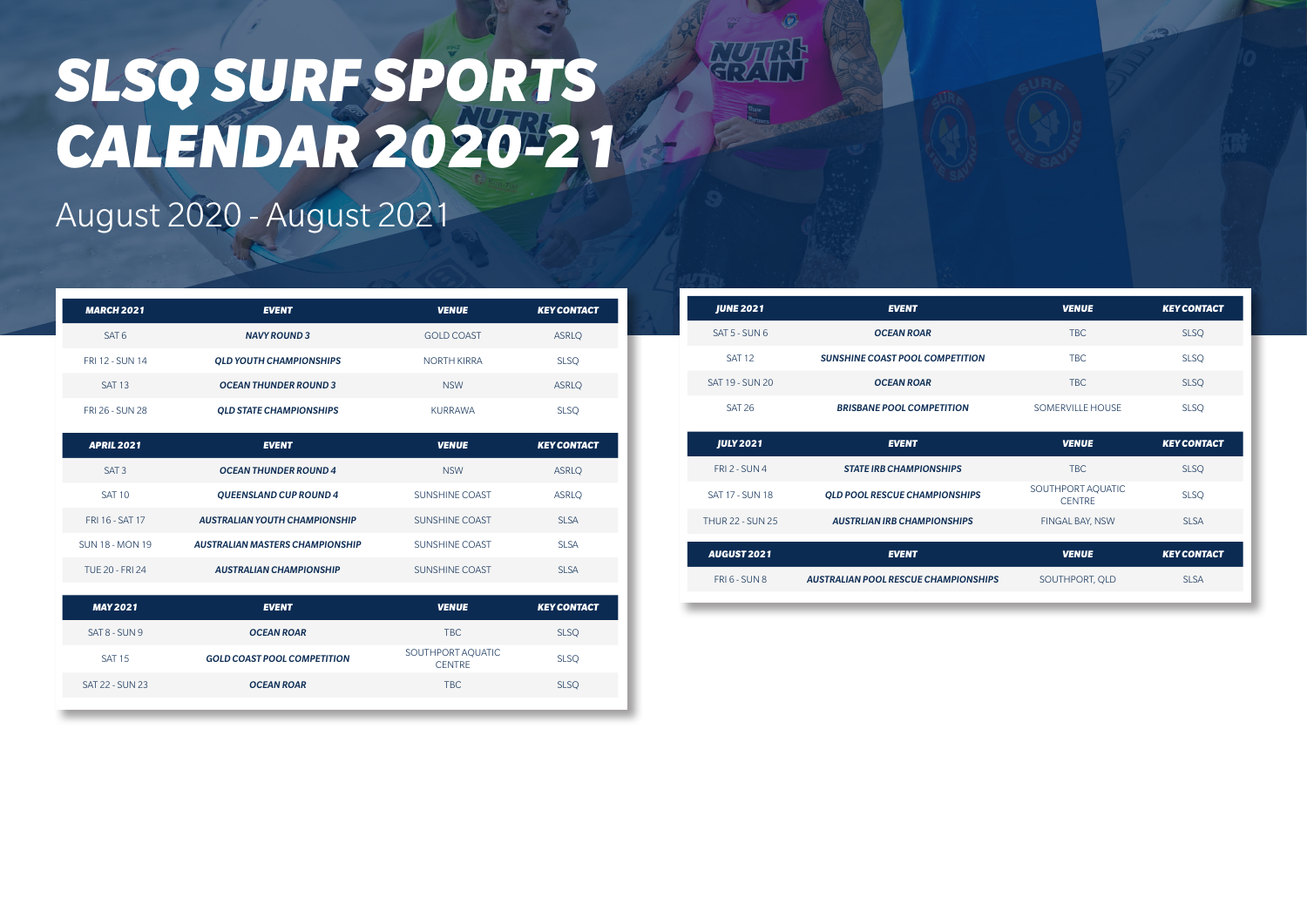# SLSQ SURF SPORTS CALENDAR 2020-21

August 2020 - August 2021

| MARCH 2021 | EVENT | VENUE | KEY CONTACT |
|---|---|---|---|
| SAT 6 | ***NAVY ROUND 3*** | GOLD COAST | ASRLQ |
| FRI 12 - SUN 14 | ***QLD YOUTH CHAMPIONSHIPS*** | NORTH KIRRA | SLSQ |
| SAT 13 | ***OCEAN THUNDER ROUND 3*** | NSW | ASRLQ |
| FRI 26 - SUN 28 | ***QLD STATE CHAMPIONSHIPS*** | KURRAWA | SLSQ |

| APRIL 2021 | EVENT | VENUE | KEY CONTACT |
|---|---|---|---|
| SAT 3 | ***OCEAN THUNDER ROUND 4*** | NSW | ASRLQ |
| SAT 10 | ***QUEENSLAND CUP ROUND 4*** | SUNSHINE COAST | ASRLQ |
| FRI 16 - SAT 17 | ***AUSTRALIAN YOUTH CHAMPIONSHIP*** | SUNSHINE COAST | SLSA |
| SUN 18 - MON 19 | ***AUSTRALIAN MASTERS CHAMPIONSHIP*** | SUNSHINE COAST | SLSA |
| TUE 20 - FRI 24 | ***AUSTRALIAN CHAMPIONSHIP*** | SUNSHINE COAST | SLSA |

| MAY 2021 | EVENT | VENUE | KEY CONTACT |
|---|---|---|---|
| SAT 8 - SUN 9 | ***OCEAN ROAR*** | TBC | SLSQ |
| SAT 15 | ***GOLD COAST POOL COMPETITION*** | SOUTHPORT AQUATIC CENTRE | SLSQ |
| SAT 22 - SUN 23 | ***OCEAN ROAR*** | TBC | SLSQ |

| JUNE 2021 | EVENT | VENUE | KEY CONTACT |
|---|---|---|---|
| SAT 5 - SUN 6 | ***OCEAN ROAR*** | TBC | SLSQ |
| SAT 12 | ***SUNSHINE COAST POOL COMPETITION*** | TBC | SLSQ |
| SAT 19 - SUN 20 | ***OCEAN ROAR*** | TBC | SLSQ |
| SAT 26 | ***BRISBANE POOL COMPETITION*** | SOMERVILLE HOUSE | SLSQ |

| JULY 2021 | EVENT | VENUE | KEY CONTACT |
|---|---|---|---|
| FRI 2 - SUN 4 | ***STATE IRB CHAMPIONSHIPS*** | TBC | SLSQ |
| SAT 17 - SUN 18 | ***QLD POOL RESCUE CHAMPIONSHIPS*** | SOUTHPORT AQUATIC CENTRE | SLSQ |
| THUR 22 - SUN 25 | ***AUSTRLIAN IRB CHAMPIONSHIPS*** | FINGAL BAY, NSW | SLSA |

| AUGUST 2021 | EVENT | VENUE | KEY CONTACT |
|---|---|---|---|
| FRI 6 - SUN 8 | ***AUSTRALIAN POOL RESCUE CHAMPIONSHIPS*** | SOUTHPORT, QLD | SLSA |